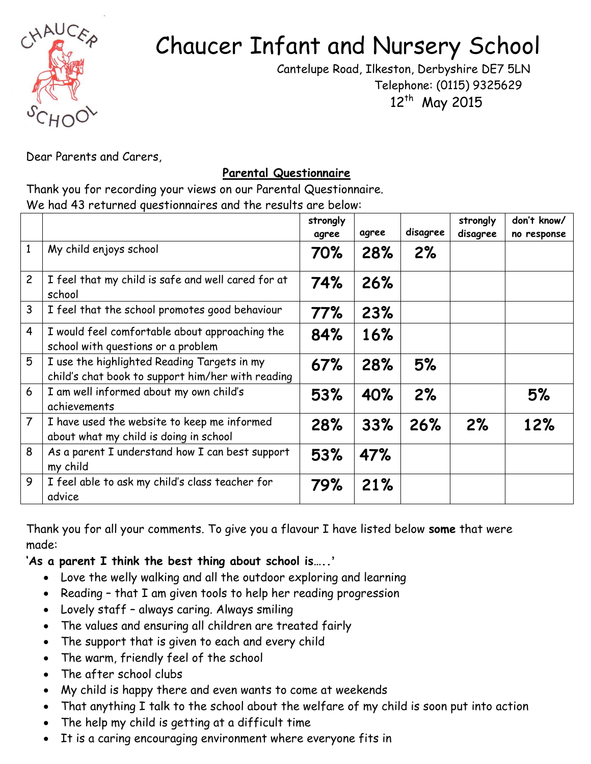# Chaucer Infant and Nursery School

Cantelupe Road, Ilkeston, Derbyshire DE7 5LN
Telephone: (0115) 9325629
12th May 2015

Dear Parents and Carers,

## Parental Questionnaire

Thank you for recording your views on our Parental Questionnaire.
We had 43 returned questionnaires and the results are below:

| | | strongly agree | agree | disagree | strongly disagree | don't know/ no response |
|---|---|---|---|---|---|---|
| 1 | My child enjoys school | **70%** | **28%** | **2%** | | |
| 2 | I feel that my child is safe and well cared for at school | **74%** | **26%** | | | |
| 3 | I feel that the school promotes good behaviour | **77%** | **23%** | | | |
| 4 | I would feel comfortable about approaching the school with questions or a problem | **84%** | **16%** | | | |
| 5 | I use the highlighted Reading Targets in my child's chat book to support him/her with reading | **67%** | **28%** | **5%** | | |
| 6 | I am well informed about my own child's achievements | **53%** | **40%** | **2%** | | **5%** |
| 7 | I have used the website to keep me informed about what my child is doing in school | **28%** | **33%** | **26%** | **2%** | **12%** |
| 8 | As a parent I understand how I can best support my child | **53%** | **47%** | | | |
| 9 | I feel able to ask my child's class teacher for advice | **79%** | **21%** | | | |

Thank you for all your comments. To give you a flavour I have listed below **some** that were made:

**'As a parent I think the best thing about school is…..'**

- Love the welly walking and all the outdoor exploring and learning
- Reading – that I am given tools to help her reading progression
- Lovely staff – always caring. Always smiling
- The values and ensuring all children are treated fairly
- The support that is given to each and every child
- The warm, friendly feel of the school
- The after school clubs
- My child is happy there and even wants to come at weekends
- That anything I talk to the school about the welfare of my child is soon put into action
- The help my child is getting at a difficult time
- It is a caring encouraging environment where everyone fits in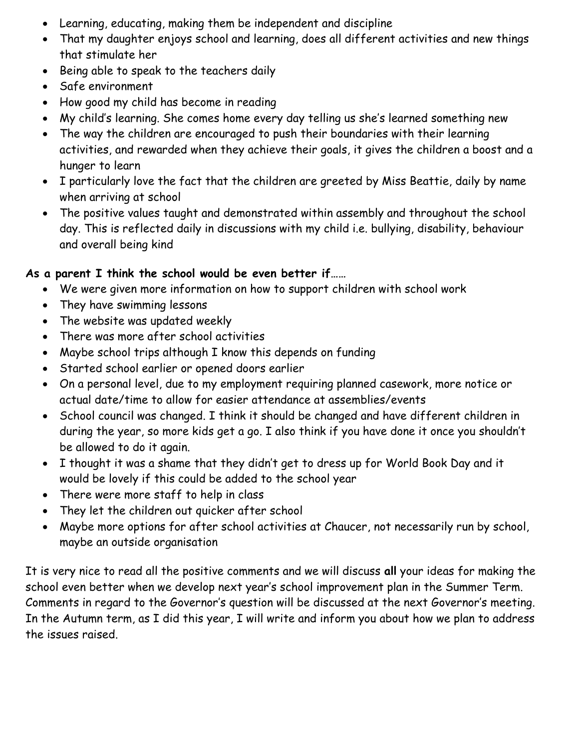- Learning, educating, making them be independent and discipline
- That my daughter enjoys school and learning, does all different activities and new things that stimulate her
- Being able to speak to the teachers daily
- Safe environment
- How good my child has become in reading
- My child's learning. She comes home every day telling us she's learned something new
- The way the children are encouraged to push their boundaries with their learning activities, and rewarded when they achieve their goals, it gives the children a boost and a hunger to learn
- I particularly love the fact that the children are greeted by Miss Beattie, daily by name when arriving at school
- The positive values taught and demonstrated within assembly and throughout the school day. This is reflected daily in discussions with my child i.e. bullying, disability, behaviour and overall being kind

**As a parent I think the school would be even better if……**

- We were given more information on how to support children with school work
- They have swimming lessons
- The website was updated weekly
- There was more after school activities
- Maybe school trips although I know this depends on funding
- Started school earlier or opened doors earlier
- On a personal level, due to my employment requiring planned casework, more notice or actual date/time to allow for easier attendance at assemblies/events
- School council was changed. I think it should be changed and have different children in during the year, so more kids get a go. I also think if you have done it once you shouldn't be allowed to do it again.
- I thought it was a shame that they didn't get to dress up for World Book Day and it would be lovely if this could be added to the school year
- There were more staff to help in class
- They let the children out quicker after school
- Maybe more options for after school activities at Chaucer, not necessarily run by school, maybe an outside organisation

It is very nice to read all the positive comments and we will discuss **all** your ideas for making the school even better when we develop next year's school improvement plan in the Summer Term. Comments in regard to the Governor's question will be discussed at the next Governor's meeting. In the Autumn term, as I did this year, I will write and inform you about how we plan to address the issues raised.